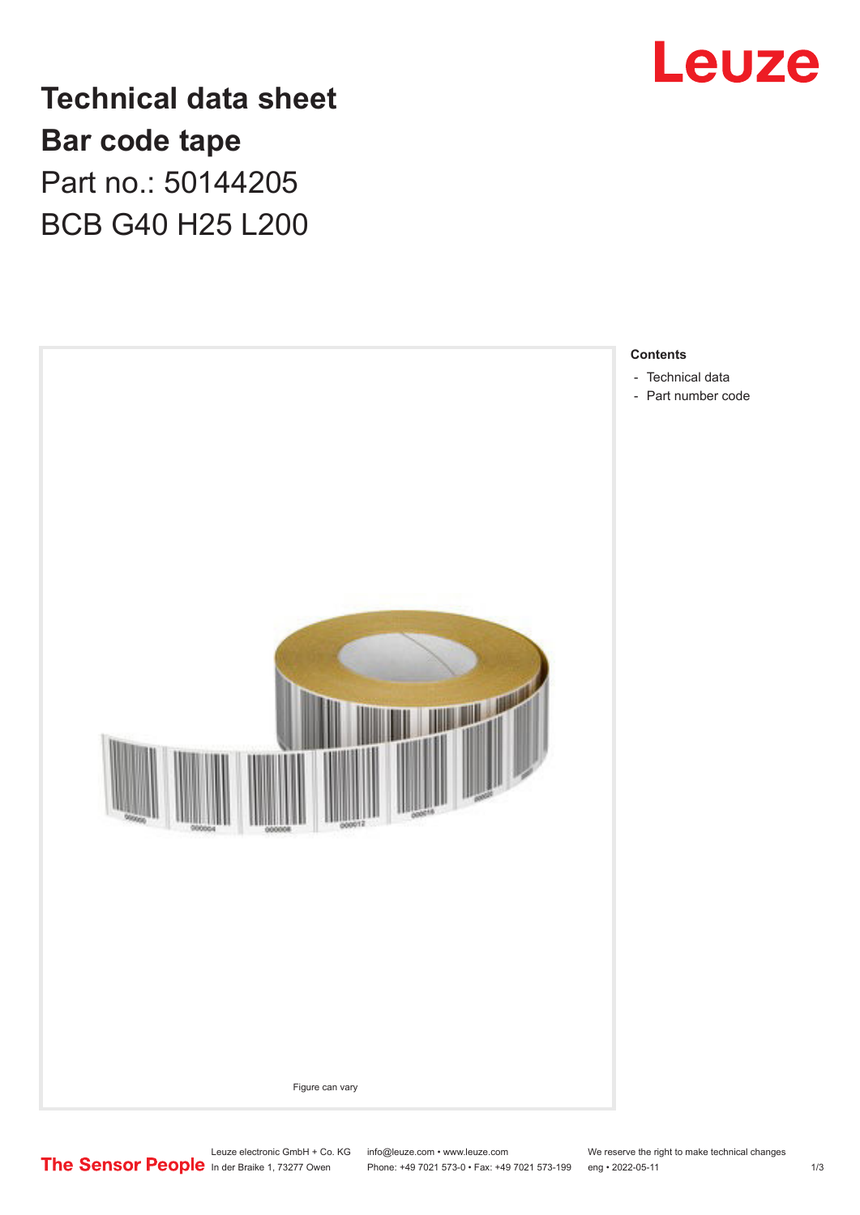# Technical data sheet
# Bar code tape
## Part no.: 50144205
## BCB G40 H25 L200

Figure can vary

**Contents**

- Technical data
- Part number code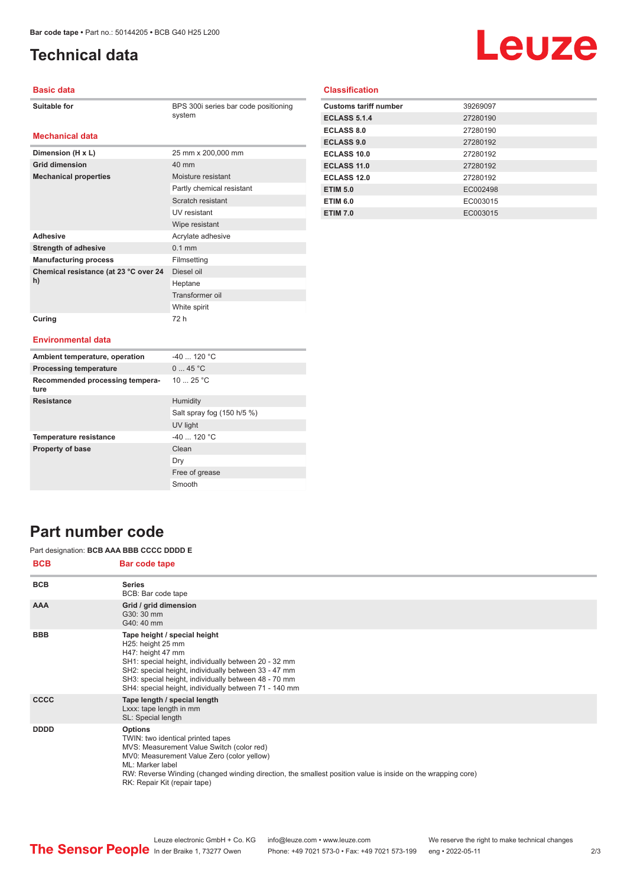# Technical data

## Basic data

| | |
|---|---|
| Suitable for | BPS 300i series bar code positioning system |

## Mechanical data

| | |
|---|---|
| Dimension (H x L) | 25 mm x 200,000 mm |
| Grid dimension | 40 mm |
| Mechanical properties | Moisture resistant |
| | Partly chemical resistant |
| | Scratch resistant |
| | UV resistant |
| | Wipe resistant |
| Adhesive | Acrylate adhesive |
| Strength of adhesive | 0.1 mm |
| Manufacturing process | Filmsetting |
| Chemical resistance (at 23 °C over 24 h) | Diesel oil |
| | Heptane |
| | Transformer oil |
| | White spirit |
| Curing | 72 h |

## Environmental data

| | |
|---|---|
| Ambient temperature, operation | -40 ... 120 °C |
| Processing temperature | 0 ... 45 °C |
| Recommended processing temperature | 10 ... 25 °C |
| Resistance | Humidity |
| | Salt spray fog (150 h/5 %) |
| | UV light |
| Temperature resistance | -40 ... 120 °C |
| Property of base | Clean |
| | Dry |
| | Free of grease |
| | Smooth |

## Classification

| | |
|---|---|
| Customs tariff number | 39269097 |
| ECLASS 5.1.4 | 27280190 |
| ECLASS 8.0 | 27280190 |
| ECLASS 9.0 | 27280192 |
| ECLASS 10.0 | 27280192 |
| ECLASS 11.0 | 27280192 |
| ECLASS 12.0 | 27280192 |
| ETIM 5.0 | EC002498 |
| ETIM 6.0 | EC003015 |
| ETIM 7.0 | EC003015 |

# Part number code

Part designation: **BCB AAA BBB CCCC DDDD E**

| BCB | Bar code tape |
|---|---|
| BCB | **Series**<br>BCB: Bar code tape |
| AAA | **Grid / grid dimension**<br>G30: 30 mm<br>G40: 40 mm |
| BBB | **Tape height / special height**<br>H25: height 25 mm<br>H47: height 47 mm<br>SH1: special height, individually between 20 - 32 mm<br>SH2: special height, individually between 33 - 47 mm<br>SH3: special height, individually between 48 - 70 mm<br>SH4: special height, individually between 71 - 140 mm |
| CCCC | **Tape length / special length**<br>Lxxx: tape length in mm<br>SL: Special length |
| DDDD | **Options**<br>TWIN: two identical printed tapes<br>MVS: Measurement Value Switch (color red)<br>MV0: Measurement Value Zero (color yellow)<br>ML: Marker label<br>RW: Reverse Winding (changed winding direction, the smallest position value is inside on the wrapping core)<br>RK: Repair Kit (repair tape) |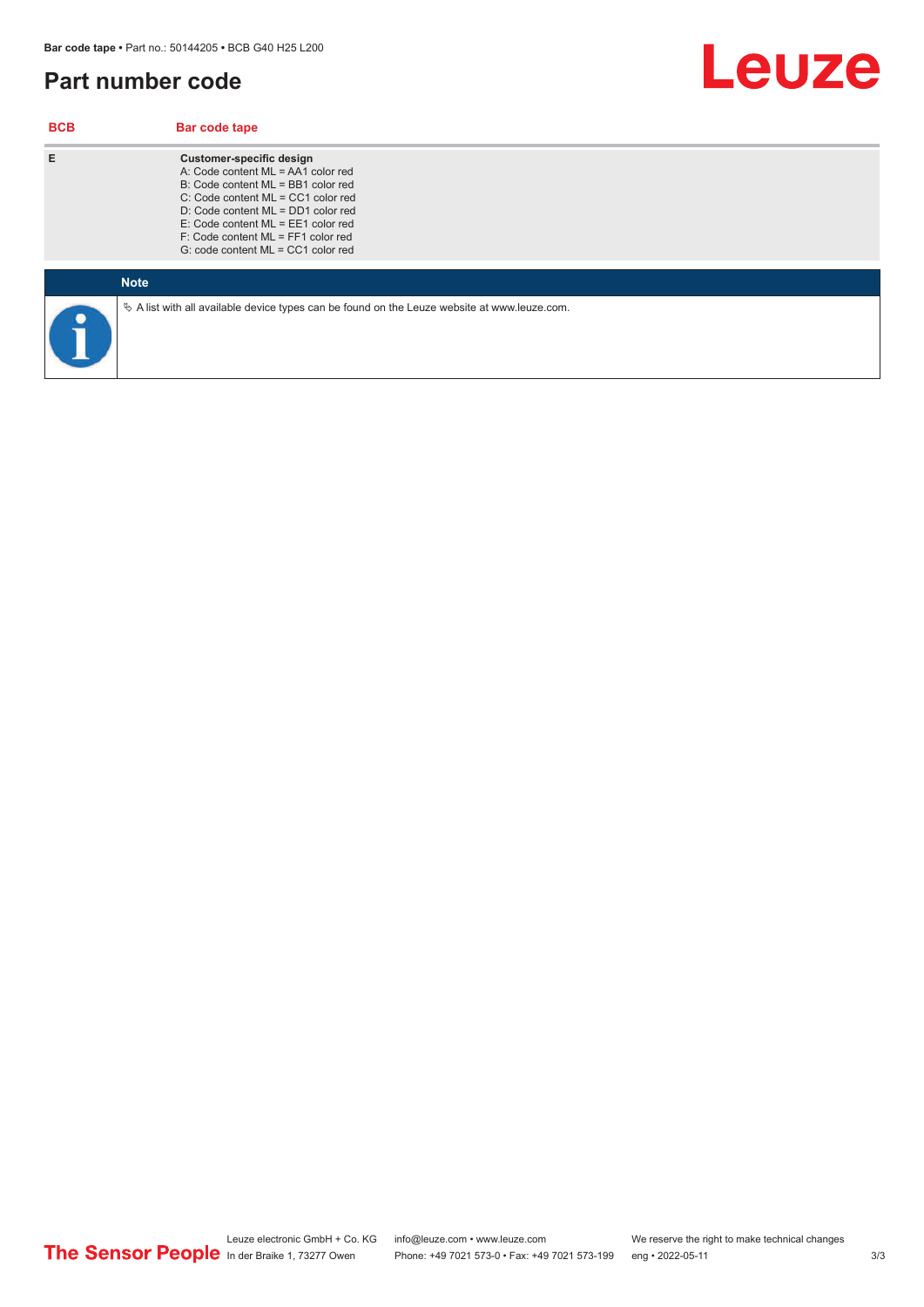## Part number code

| BCB | Bar code tape |
| --- | --- |
| E | **Customer-specific design**<br>A: Code content ML = AA1 color red<br>B: Code content ML = BB1 color red<br>C: Code content ML = CC1 color red<br>D: Code content ML = DD1 color red<br>E: Code content ML = EE1 color red<br>F: Code content ML = FF1 color red<br>G: code content ML = CC1 color red |

**Note**

✎ A list with all available device types can be found on the Leuze website at www.leuze.com.